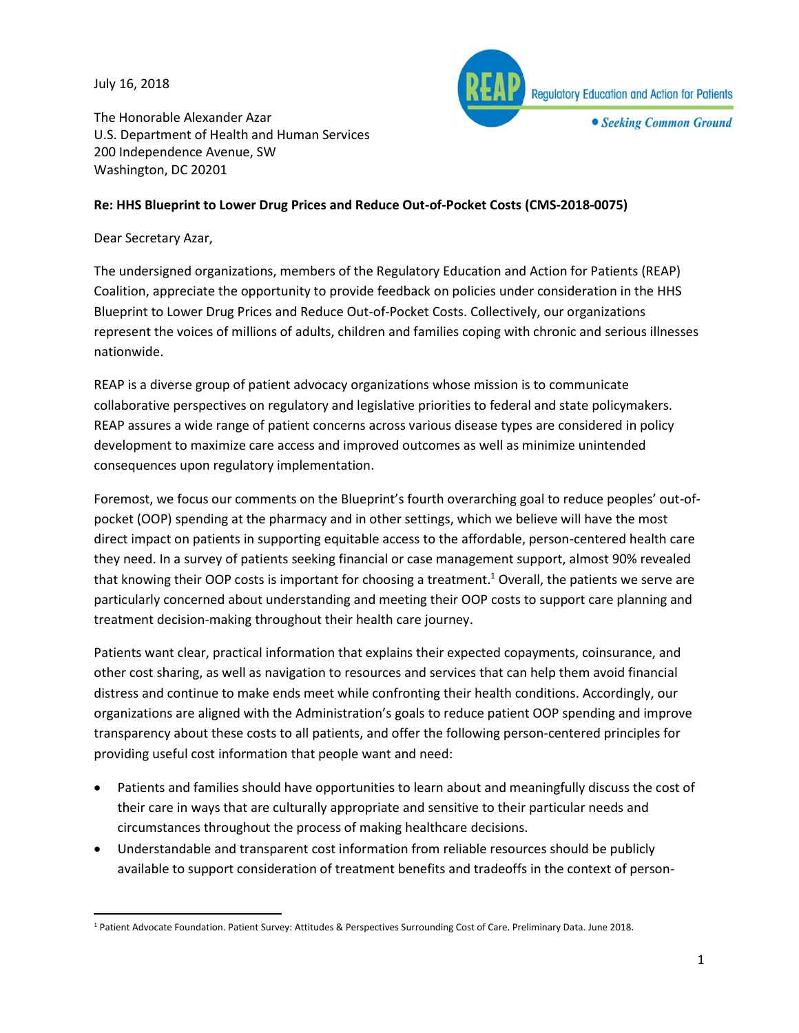July 16, 2018

REAP Regulatory Education and Action for Patients

*• Seeking Common Ground*

The Honorable Alexander Azar
U.S. Department of Health and Human Services
200 Independence Avenue, SW
Washington, DC 20201

**Re: HHS Blueprint to Lower Drug Prices and Reduce Out-of-Pocket Costs (CMS-2018-0075)**

Dear Secretary Azar,

The undersigned organizations, members of the Regulatory Education and Action for Patients (REAP) Coalition, appreciate the opportunity to provide feedback on policies under consideration in the HHS Blueprint to Lower Drug Prices and Reduce Out-of-Pocket Costs. Collectively, our organizations represent the voices of millions of adults, children and families coping with chronic and serious illnesses nationwide.

REAP is a diverse group of patient advocacy organizations whose mission is to communicate collaborative perspectives on regulatory and legislative priorities to federal and state policymakers. REAP assures a wide range of patient concerns across various disease types are considered in policy development to maximize care access and improved outcomes as well as minimize unintended consequences upon regulatory implementation.

Foremost, we focus our comments on the Blueprint's fourth overarching goal to reduce peoples' out-of-pocket (OOP) spending at the pharmacy and in other settings, which we believe will have the most direct impact on patients in supporting equitable access to the affordable, person-centered health care they need. In a survey of patients seeking financial or case management support, almost 90% revealed that knowing their OOP costs is important for choosing a treatment.[1] Overall, the patients we serve are particularly concerned about understanding and meeting their OOP costs to support care planning and treatment decision-making throughout their health care journey.

Patients want clear, practical information that explains their expected copayments, coinsurance, and other cost sharing, as well as navigation to resources and services that can help them avoid financial distress and continue to make ends meet while confronting their health conditions. Accordingly, our organizations are aligned with the Administration's goals to reduce patient OOP spending and improve transparency about these costs to all patients, and offer the following person-centered principles for providing useful cost information that people want and need:

- Patients and families should have opportunities to learn about and meaningfully discuss the cost of their care in ways that are culturally appropriate and sensitive to their particular needs and circumstances throughout the process of making healthcare decisions.
- Understandable and transparent cost information from reliable resources should be publicly available to support consideration of treatment benefits and tradeoffs in the context of person-

[1] Patient Advocate Foundation. Patient Survey: Attitudes & Perspectives Surrounding Cost of Care. Preliminary Data. June 2018.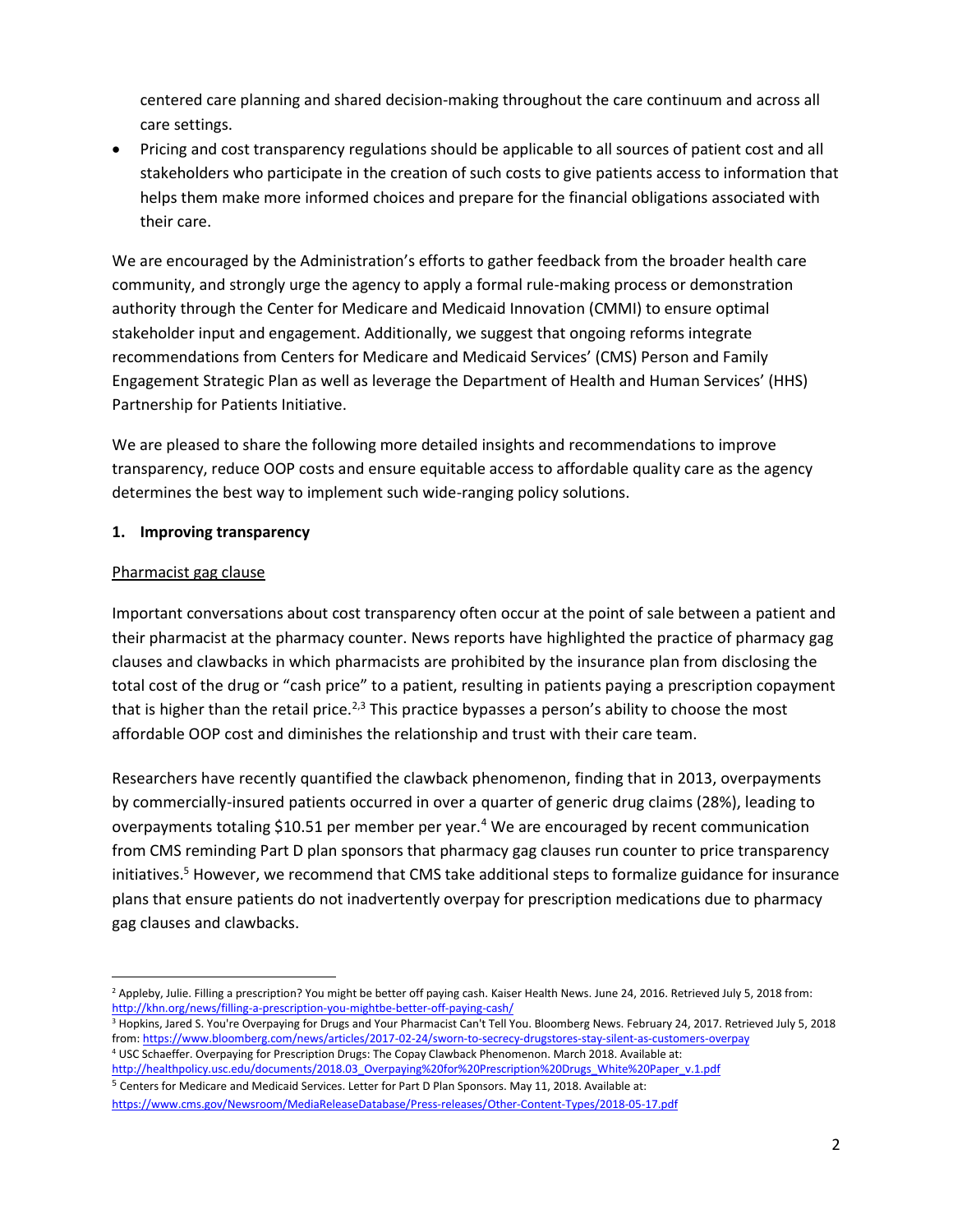centered care planning and shared decision-making throughout the care continuum and across all care settings.

- Pricing and cost transparency regulations should be applicable to all sources of patient cost and all stakeholders who participate in the creation of such costs to give patients access to information that helps them make more informed choices and prepare for the financial obligations associated with their care.

We are encouraged by the Administration's efforts to gather feedback from the broader health care community, and strongly urge the agency to apply a formal rule-making process or demonstration authority through the Center for Medicare and Medicaid Innovation (CMMI) to ensure optimal stakeholder input and engagement. Additionally, we suggest that ongoing reforms integrate recommendations from Centers for Medicare and Medicaid Services' (CMS) Person and Family Engagement Strategic Plan as well as leverage the Department of Health and Human Services' (HHS) Partnership for Patients Initiative.

We are pleased to share the following more detailed insights and recommendations to improve transparency, reduce OOP costs and ensure equitable access to affordable quality care as the agency determines the best way to implement such wide-ranging policy solutions.

**1. Improving transparency**

Pharmacist gag clause

Important conversations about cost transparency often occur at the point of sale between a patient and their pharmacist at the pharmacy counter. News reports have highlighted the practice of pharmacy gag clauses and clawbacks in which pharmacists are prohibited by the insurance plan from disclosing the total cost of the drug or "cash price" to a patient, resulting in patients paying a prescription copayment that is higher than the retail price.[2,3] This practice bypasses a person's ability to choose the most affordable OOP cost and diminishes the relationship and trust with their care team.

Researchers have recently quantified the clawback phenomenon, finding that in 2013, overpayments by commercially-insured patients occurred in over a quarter of generic drug claims (28%), leading to overpayments totaling $10.51 per member per year.[4] We are encouraged by recent communication from CMS reminding Part D plan sponsors that pharmacy gag clauses run counter to price transparency initiatives.[5] However, we recommend that CMS take additional steps to formalize guidance for insurance plans that ensure patients do not inadvertently overpay for prescription medications due to pharmacy gag clauses and clawbacks.

---

[2] Appleby, Julie. Filling a prescription? You might be better off paying cash. Kaiser Health News. June 24, 2016. Retrieved July 5, 2018 from: http://khn.org/news/filling-a-prescription-you-mightbe-better-off-paying-cash/

[3] Hopkins, Jared S. You're Overpaying for Drugs and Your Pharmacist Can't Tell You. Bloomberg News. February 24, 2017. Retrieved July 5, 2018 from: https://www.bloomberg.com/news/articles/2017-02-24/sworn-to-secrecy-drugstores-stay-silent-as-customers-overpay

[4] USC Schaeffer. Overpaying for Prescription Drugs: The Copay Clawback Phenomenon. March 2018. Available at: http://healthpolicy.usc.edu/documents/2018.03_Overpaying%20for%20Prescription%20Drugs_White%20Paper_v.1.pdf

[5] Centers for Medicare and Medicaid Services. Letter for Part D Plan Sponsors. May 11, 2018. Available at: https://www.cms.gov/Newsroom/MediaReleaseDatabase/Press-releases/Other-Content-Types/2018-05-17.pdf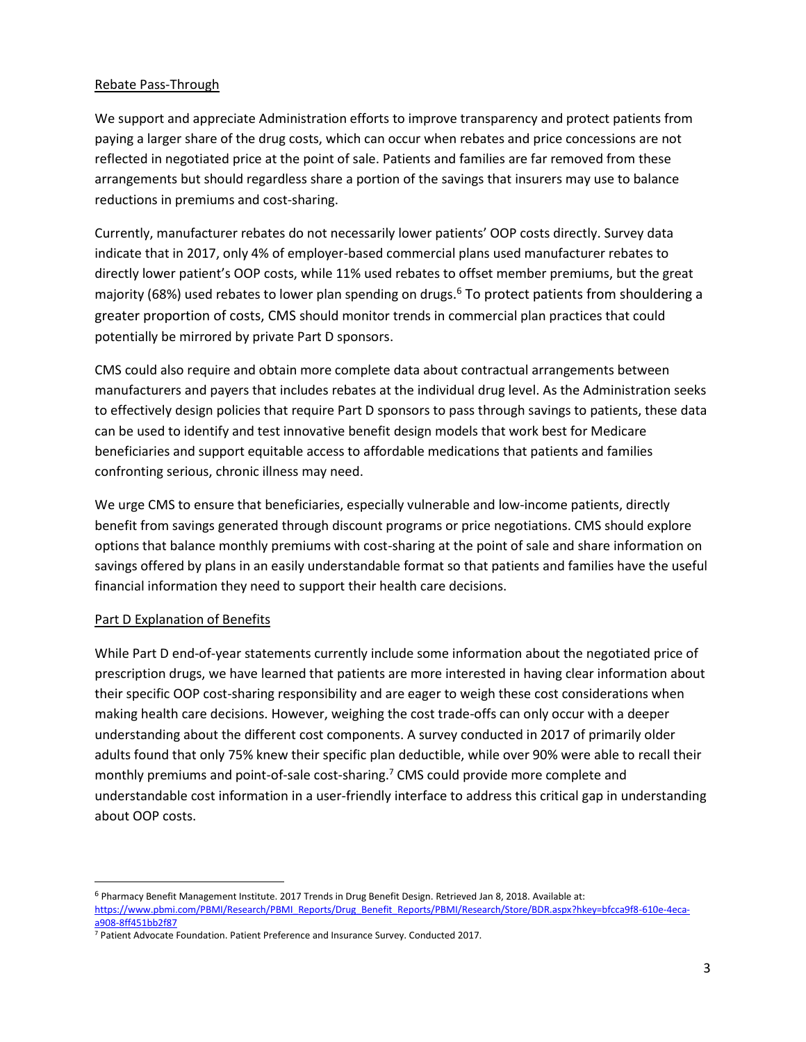Rebate Pass-Through

We support and appreciate Administration efforts to improve transparency and protect patients from paying a larger share of the drug costs, which can occur when rebates and price concessions are not reflected in negotiated price at the point of sale. Patients and families are far removed from these arrangements but should regardless share a portion of the savings that insurers may use to balance reductions in premiums and cost-sharing.

Currently, manufacturer rebates do not necessarily lower patients' OOP costs directly. Survey data indicate that in 2017, only 4% of employer-based commercial plans used manufacturer rebates to directly lower patient's OOP costs, while 11% used rebates to offset member premiums, but the great majority (68%) used rebates to lower plan spending on drugs.[6] To protect patients from shouldering a greater proportion of costs, CMS should monitor trends in commercial plan practices that could potentially be mirrored by private Part D sponsors.

CMS could also require and obtain more complete data about contractual arrangements between manufacturers and payers that includes rebates at the individual drug level. As the Administration seeks to effectively design policies that require Part D sponsors to pass through savings to patients, these data can be used to identify and test innovative benefit design models that work best for Medicare beneficiaries and support equitable access to affordable medications that patients and families confronting serious, chronic illness may need.

We urge CMS to ensure that beneficiaries, especially vulnerable and low-income patients, directly benefit from savings generated through discount programs or price negotiations. CMS should explore options that balance monthly premiums with cost-sharing at the point of sale and share information on savings offered by plans in an easily understandable format so that patients and families have the useful financial information they need to support their health care decisions.

Part D Explanation of Benefits

While Part D end-of-year statements currently include some information about the negotiated price of prescription drugs, we have learned that patients are more interested in having clear information about their specific OOP cost-sharing responsibility and are eager to weigh these cost considerations when making health care decisions. However, weighing the cost trade-offs can only occur with a deeper understanding about the different cost components. A survey conducted in 2017 of primarily older adults found that only 75% knew their specific plan deductible, while over 90% were able to recall their monthly premiums and point-of-sale cost-sharing.[7] CMS could provide more complete and understandable cost information in a user-friendly interface to address this critical gap in understanding about OOP costs.

---

[6] Pharmacy Benefit Management Institute. 2017 Trends in Drug Benefit Design. Retrieved Jan 8, 2018. Available at: https://www.pbmi.com/PBMI/Research/PBMI_Reports/Drug_Benefit_Reports/PBMI/Research/Store/BDR.aspx?hkey=bfcca9f8-610e-4eca-a908-8ff451bb2f87

[7] Patient Advocate Foundation. Patient Preference and Insurance Survey. Conducted 2017.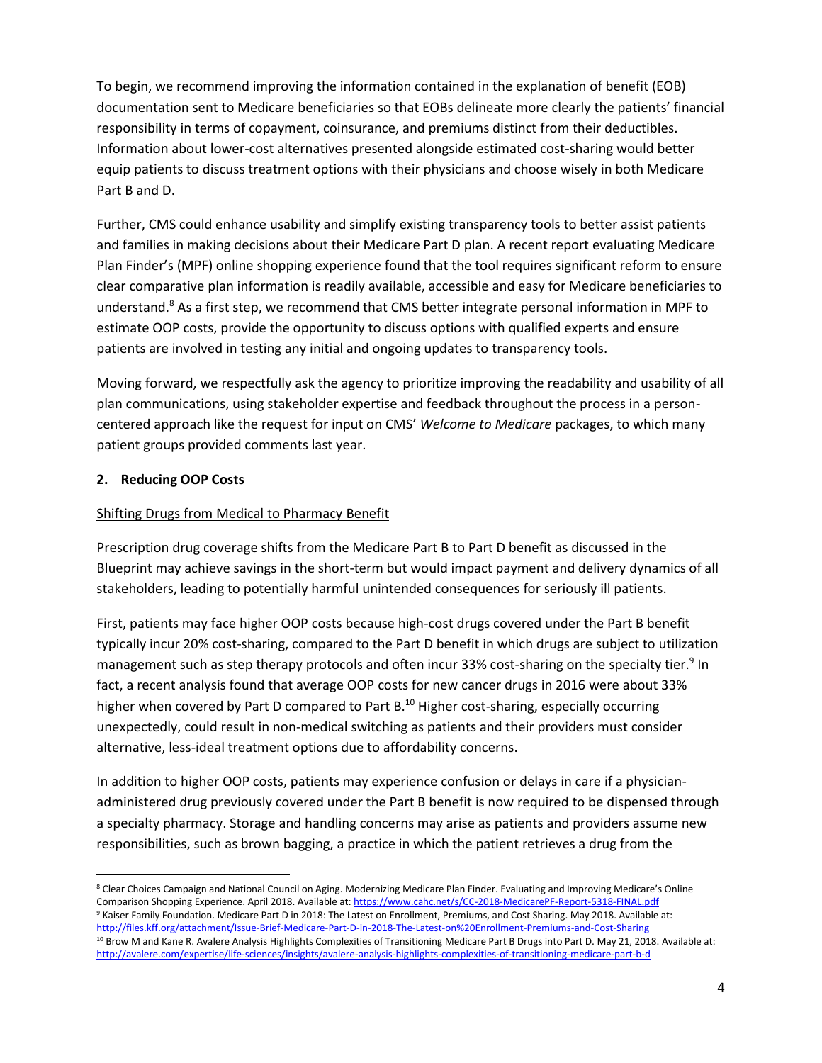To begin, we recommend improving the information contained in the explanation of benefit (EOB) documentation sent to Medicare beneficiaries so that EOBs delineate more clearly the patients' financial responsibility in terms of copayment, coinsurance, and premiums distinct from their deductibles. Information about lower-cost alternatives presented alongside estimated cost-sharing would better equip patients to discuss treatment options with their physicians and choose wisely in both Medicare Part B and D.

Further, CMS could enhance usability and simplify existing transparency tools to better assist patients and families in making decisions about their Medicare Part D plan. A recent report evaluating Medicare Plan Finder's (MPF) online shopping experience found that the tool requires significant reform to ensure clear comparative plan information is readily available, accessible and easy for Medicare beneficiaries to understand.[8] As a first step, we recommend that CMS better integrate personal information in MPF to estimate OOP costs, provide the opportunity to discuss options with qualified experts and ensure patients are involved in testing any initial and ongoing updates to transparency tools.

Moving forward, we respectfully ask the agency to prioritize improving the readability and usability of all plan communications, using stakeholder expertise and feedback throughout the process in a person-centered approach like the request for input on CMS' *Welcome to Medicare* packages, to which many patient groups provided comments last year.

**2. Reducing OOP Costs**

<u>Shifting Drugs from Medical to Pharmacy Benefit</u>

Prescription drug coverage shifts from the Medicare Part B to Part D benefit as discussed in the Blueprint may achieve savings in the short-term but would impact payment and delivery dynamics of all stakeholders, leading to potentially harmful unintended consequences for seriously ill patients.

First, patients may face higher OOP costs because high-cost drugs covered under the Part B benefit typically incur 20% cost-sharing, compared to the Part D benefit in which drugs are subject to utilization management such as step therapy protocols and often incur 33% cost-sharing on the specialty tier.[9] In fact, a recent analysis found that average OOP costs for new cancer drugs in 2016 were about 33% higher when covered by Part D compared to Part B.[10] Higher cost-sharing, especially occurring unexpectedly, could result in non-medical switching as patients and their providers must consider alternative, less-ideal treatment options due to affordability concerns.

In addition to higher OOP costs, patients may experience confusion or delays in care if a physician-administered drug previously covered under the Part B benefit is now required to be dispensed through a specialty pharmacy. Storage and handling concerns may arise as patients and providers assume new responsibilities, such as brown bagging, a practice in which the patient retrieves a drug from the

---

[8] Clear Choices Campaign and National Council on Aging. Modernizing Medicare Plan Finder. Evaluating and Improving Medicare's Online Comparison Shopping Experience. April 2018. Available at: https://www.cahc.net/s/CC-2018-MedicarePF-Report-5318-FINAL.pdf

[9] Kaiser Family Foundation. Medicare Part D in 2018: The Latest on Enrollment, Premiums, and Cost Sharing. May 2018. Available at: http://files.kff.org/attachment/Issue-Brief-Medicare-Part-D-in-2018-The-Latest-on%20Enrollment-Premiums-and-Cost-Sharing

[10] Brow M and Kane R. Avalere Analysis Highlights Complexities of Transitioning Medicare Part B Drugs into Part D. May 21, 2018. Available at: http://avalere.com/expertise/life-sciences/insights/avalere-analysis-highlights-complexities-of-transitioning-medicare-part-b-d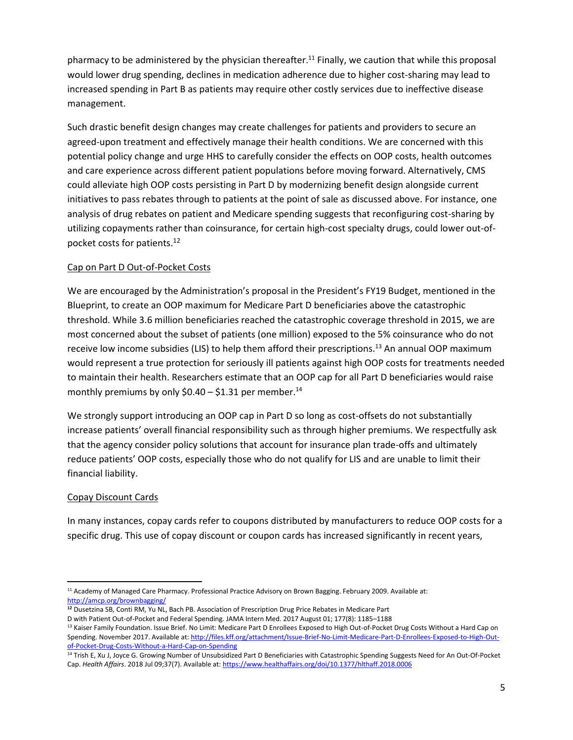pharmacy to be administered by the physician thereafter.[11] Finally, we caution that while this proposal would lower drug spending, declines in medication adherence due to higher cost-sharing may lead to increased spending in Part B as patients may require other costly services due to ineffective disease management.

Such drastic benefit design changes may create challenges for patients and providers to secure an agreed-upon treatment and effectively manage their health conditions. We are concerned with this potential policy change and urge HHS to carefully consider the effects on OOP costs, health outcomes and care experience across different patient populations before moving forward. Alternatively, CMS could alleviate high OOP costs persisting in Part D by modernizing benefit design alongside current initiatives to pass rebates through to patients at the point of sale as discussed above. For instance, one analysis of drug rebates on patient and Medicare spending suggests that reconfiguring cost-sharing by utilizing copayments rather than coinsurance, for certain high-cost specialty drugs, could lower out-of-pocket costs for patients.[12]

### Cap on Part D Out-of-Pocket Costs

We are encouraged by the Administration's proposal in the President's FY19 Budget, mentioned in the Blueprint, to create an OOP maximum for Medicare Part D beneficiaries above the catastrophic threshold. While 3.6 million beneficiaries reached the catastrophic coverage threshold in 2015, we are most concerned about the subset of patients (one million) exposed to the 5% coinsurance who do not receive low income subsidies (LIS) to help them afford their prescriptions.[13] An annual OOP maximum would represent a true protection for seriously ill patients against high OOP costs for treatments needed to maintain their health. Researchers estimate that an OOP cap for all Part D beneficiaries would raise monthly premiums by only $0.40 – $1.31 per member.[14]

We strongly support introducing an OOP cap in Part D so long as cost-offsets do not substantially increase patients' overall financial responsibility such as through higher premiums. We respectfully ask that the agency consider policy solutions that account for insurance plan trade-offs and ultimately reduce patients' OOP costs, especially those who do not qualify for LIS and are unable to limit their financial liability.

### Copay Discount Cards

In many instances, copay cards refer to coupons distributed by manufacturers to reduce OOP costs for a specific drug. This use of copay discount or coupon cards has increased significantly in recent years,

---

[11] Academy of Managed Care Pharmacy. Professional Practice Advisory on Brown Bagging. February 2009. Available at: http://amcp.org/brownbagging/

[12] Dusetzina SB, Conti RM, Yu NL, Bach PB. Association of Prescription Drug Price Rebates in Medicare Part D with Patient Out-of-Pocket and Federal Spending. JAMA Intern Med. 2017 August 01; 177(8): 1185–1188

[13] Kaiser Family Foundation. Issue Brief. No Limit: Medicare Part D Enrollees Exposed to High Out-of-Pocket Drug Costs Without a Hard Cap on Spending. November 2017. Available at: http://files.kff.org/attachment/Issue-Brief-No-Limit-Medicare-Part-D-Enrollees-Exposed-to-High-Out-of-Pocket-Drug-Costs-Without-a-Hard-Cap-on-Spending

[14] Trish E, Xu J, Joyce G. Growing Number of Unsubsidized Part D Beneficiaries with Catastrophic Spending Suggests Need for An Out-Of-Pocket Cap. *Health Affairs*. 2018 Jul 09;37(7). Available at: https://www.healthaffairs.org/doi/10.1377/hlthaff.2018.0006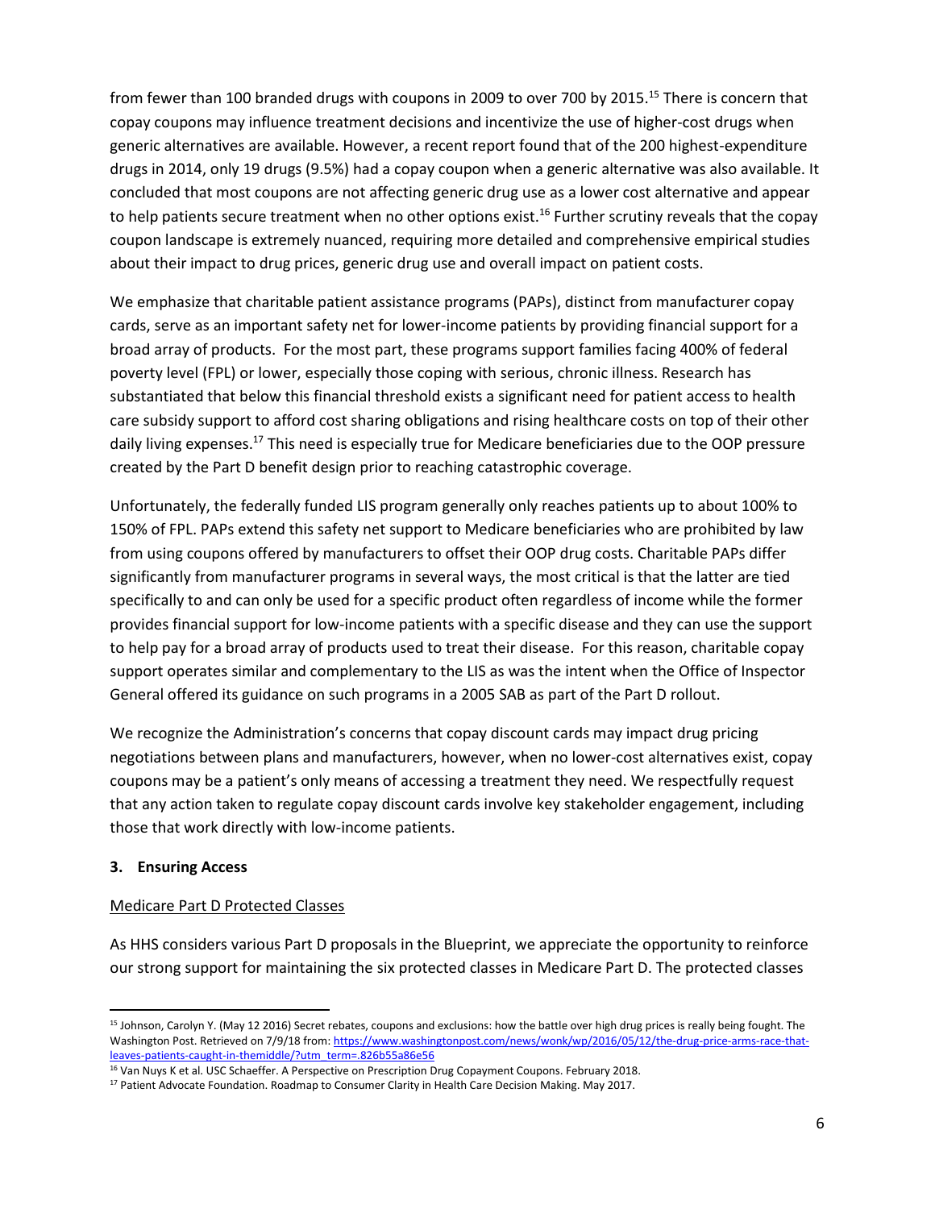from fewer than 100 branded drugs with coupons in 2009 to over 700 by 2015.[15] There is concern that copay coupons may influence treatment decisions and incentivize the use of higher-cost drugs when generic alternatives are available. However, a recent report found that of the 200 highest-expenditure drugs in 2014, only 19 drugs (9.5%) had a copay coupon when a generic alternative was also available. It concluded that most coupons are not affecting generic drug use as a lower cost alternative and appear to help patients secure treatment when no other options exist.[16] Further scrutiny reveals that the copay coupon landscape is extremely nuanced, requiring more detailed and comprehensive empirical studies about their impact to drug prices, generic drug use and overall impact on patient costs.

We emphasize that charitable patient assistance programs (PAPs), distinct from manufacturer copay cards, serve as an important safety net for lower-income patients by providing financial support for a broad array of products. For the most part, these programs support families facing 400% of federal poverty level (FPL) or lower, especially those coping with serious, chronic illness. Research has substantiated that below this financial threshold exists a significant need for patient access to health care subsidy support to afford cost sharing obligations and rising healthcare costs on top of their other daily living expenses.[17] This need is especially true for Medicare beneficiaries due to the OOP pressure created by the Part D benefit design prior to reaching catastrophic coverage.

Unfortunately, the federally funded LIS program generally only reaches patients up to about 100% to 150% of FPL. PAPs extend this safety net support to Medicare beneficiaries who are prohibited by law from using coupons offered by manufacturers to offset their OOP drug costs. Charitable PAPs differ significantly from manufacturer programs in several ways, the most critical is that the latter are tied specifically to and can only be used for a specific product often regardless of income while the former provides financial support for low-income patients with a specific disease and they can use the support to help pay for a broad array of products used to treat their disease. For this reason, charitable copay support operates similar and complementary to the LIS as was the intent when the Office of Inspector General offered its guidance on such programs in a 2005 SAB as part of the Part D rollout.

We recognize the Administration's concerns that copay discount cards may impact drug pricing negotiations between plans and manufacturers, however, when no lower-cost alternatives exist, copay coupons may be a patient's only means of accessing a treatment they need. We respectfully request that any action taken to regulate copay discount cards involve key stakeholder engagement, including those that work directly with low-income patients.

### 3. Ensuring Access

Medicare Part D Protected Classes

As HHS considers various Part D proposals in the Blueprint, we appreciate the opportunity to reinforce our strong support for maintaining the six protected classes in Medicare Part D. The protected classes

---

[15] Johnson, Carolyn Y. (May 12 2016) Secret rebates, coupons and exclusions: how the battle over high drug prices is really being fought. The Washington Post. Retrieved on 7/9/18 from: https://www.washingtonpost.com/news/wonk/wp/2016/05/12/the-drug-price-arms-race-that-leaves-patients-caught-in-themiddle/?utm_term=.826b55a86e56

[16] Van Nuys K et al. USC Schaeffer. A Perspective on Prescription Drug Copayment Coupons. February 2018.

[17] Patient Advocate Foundation. Roadmap to Consumer Clarity in Health Care Decision Making. May 2017.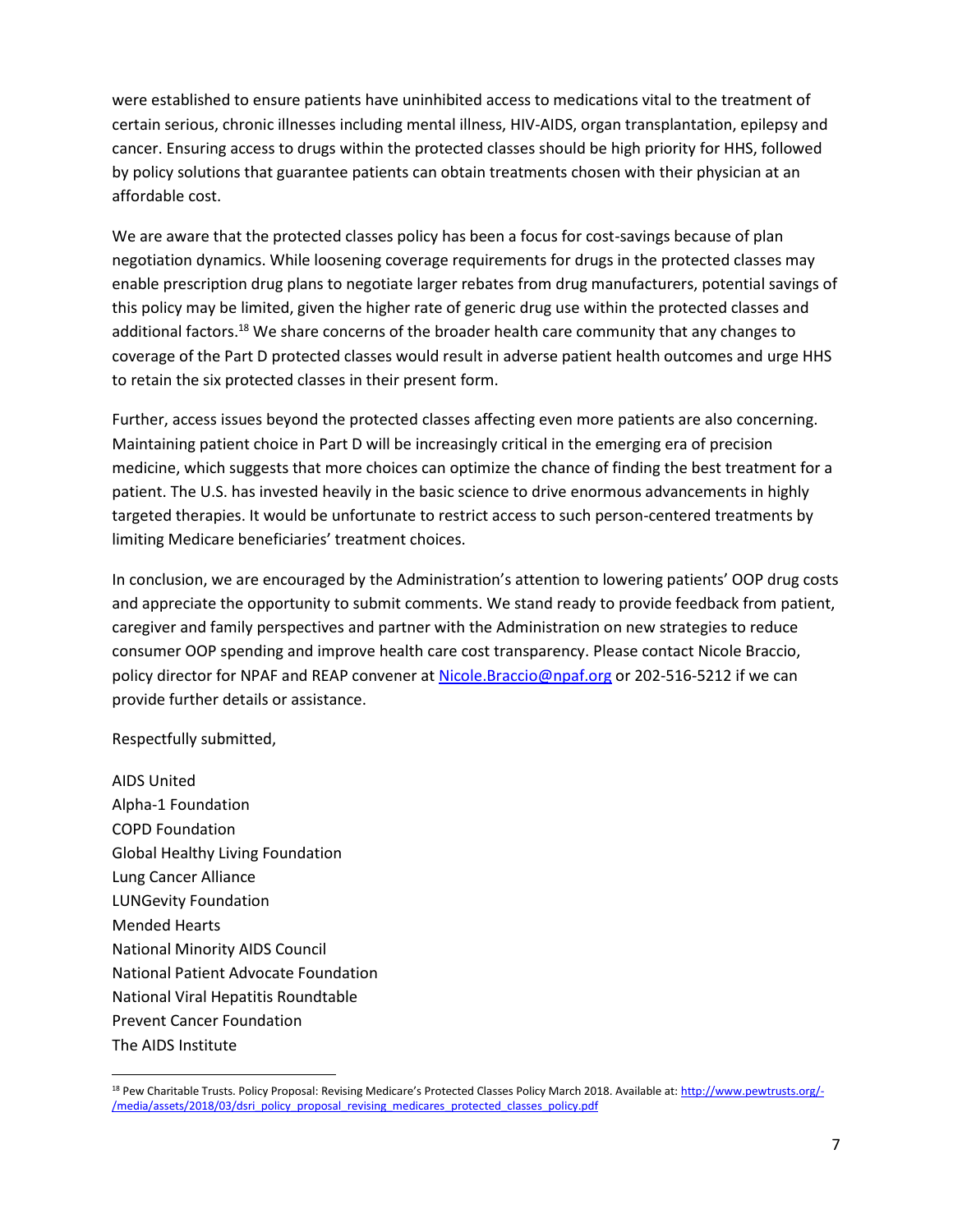were established to ensure patients have uninhibited access to medications vital to the treatment of certain serious, chronic illnesses including mental illness, HIV-AIDS, organ transplantation, epilepsy and cancer. Ensuring access to drugs within the protected classes should be high priority for HHS, followed by policy solutions that guarantee patients can obtain treatments chosen with their physician at an affordable cost.

We are aware that the protected classes policy has been a focus for cost-savings because of plan negotiation dynamics. While loosening coverage requirements for drugs in the protected classes may enable prescription drug plans to negotiate larger rebates from drug manufacturers, potential savings of this policy may be limited, given the higher rate of generic drug use within the protected classes and additional factors.[18] We share concerns of the broader health care community that any changes to coverage of the Part D protected classes would result in adverse patient health outcomes and urge HHS to retain the six protected classes in their present form.

Further, access issues beyond the protected classes affecting even more patients are also concerning. Maintaining patient choice in Part D will be increasingly critical in the emerging era of precision medicine, which suggests that more choices can optimize the chance of finding the best treatment for a patient. The U.S. has invested heavily in the basic science to drive enormous advancements in highly targeted therapies. It would be unfortunate to restrict access to such person-centered treatments by limiting Medicare beneficiaries' treatment choices.

In conclusion, we are encouraged by the Administration's attention to lowering patients' OOP drug costs and appreciate the opportunity to submit comments. We stand ready to provide feedback from patient, caregiver and family perspectives and partner with the Administration on new strategies to reduce consumer OOP spending and improve health care cost transparency. Please contact Nicole Braccio, policy director for NPAF and REAP convener at Nicole.Braccio@npaf.org or 202-516-5212 if we can provide further details or assistance.

Respectfully submitted,

AIDS United
Alpha-1 Foundation
COPD Foundation
Global Healthy Living Foundation
Lung Cancer Alliance
LUNGevity Foundation
Mended Hearts
National Minority AIDS Council
National Patient Advocate Foundation
National Viral Hepatitis Roundtable
Prevent Cancer Foundation
The AIDS Institute

[18] Pew Charitable Trusts. Policy Proposal: Revising Medicare's Protected Classes Policy March 2018. Available at: http://www.pewtrusts.org/-/media/assets/2018/03/dsri_policy_proposal_revising_medicares_protected_classes_policy.pdf